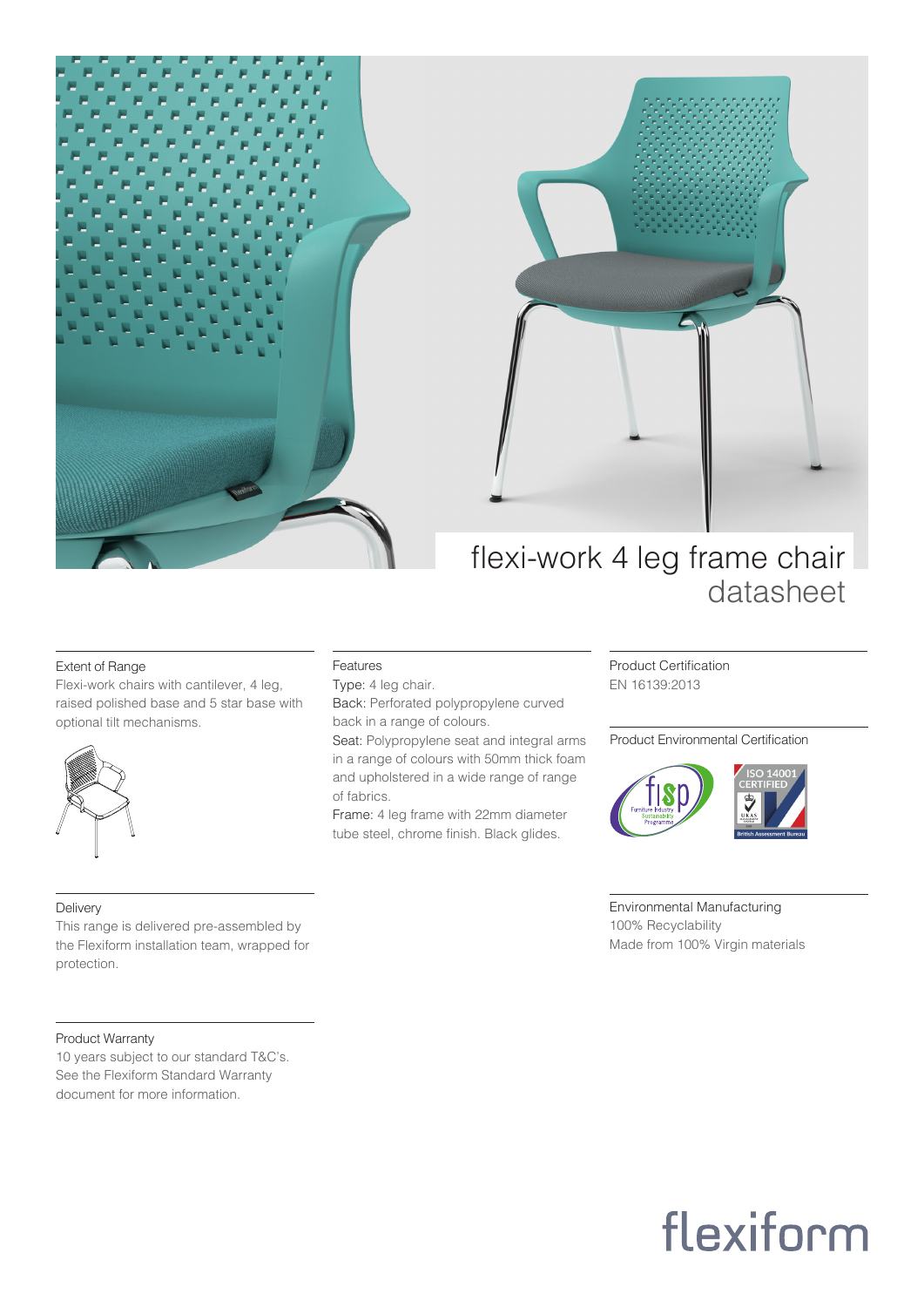# flexi-work 4 leg frame chair
## datasheet

### Extent of Range

Flexi-work chairs with cantilever, 4 leg, raised polished base and 5 star base with optional tilt mechanisms.

### Features

Type: 4 leg chair.

Back: Perforated polypropylene curved back in a range of colours.

Seat: Polypropylene seat and integral arms in a range of colours with 50mm thick foam and upholstered in a wide range of range of fabrics.

Frame: 4 leg frame with 22mm diameter tube steel, chrome finish. Black glides.

### Product Certification

EN 16139:2013

### Product Environmental Certification

fisp Furniture Industry Sustainability Programme

ISO 14001 CERTIFIED

### Delivery

This range is delivered pre-assembled by the Flexiform installation team, wrapped for protection.

### Environmental Manufacturing

100% Recyclability

Made from 100% Virgin materials

### Product Warranty

10 years subject to our standard T&C's. See the Flexiform Standard Warranty document for more information.

flexiform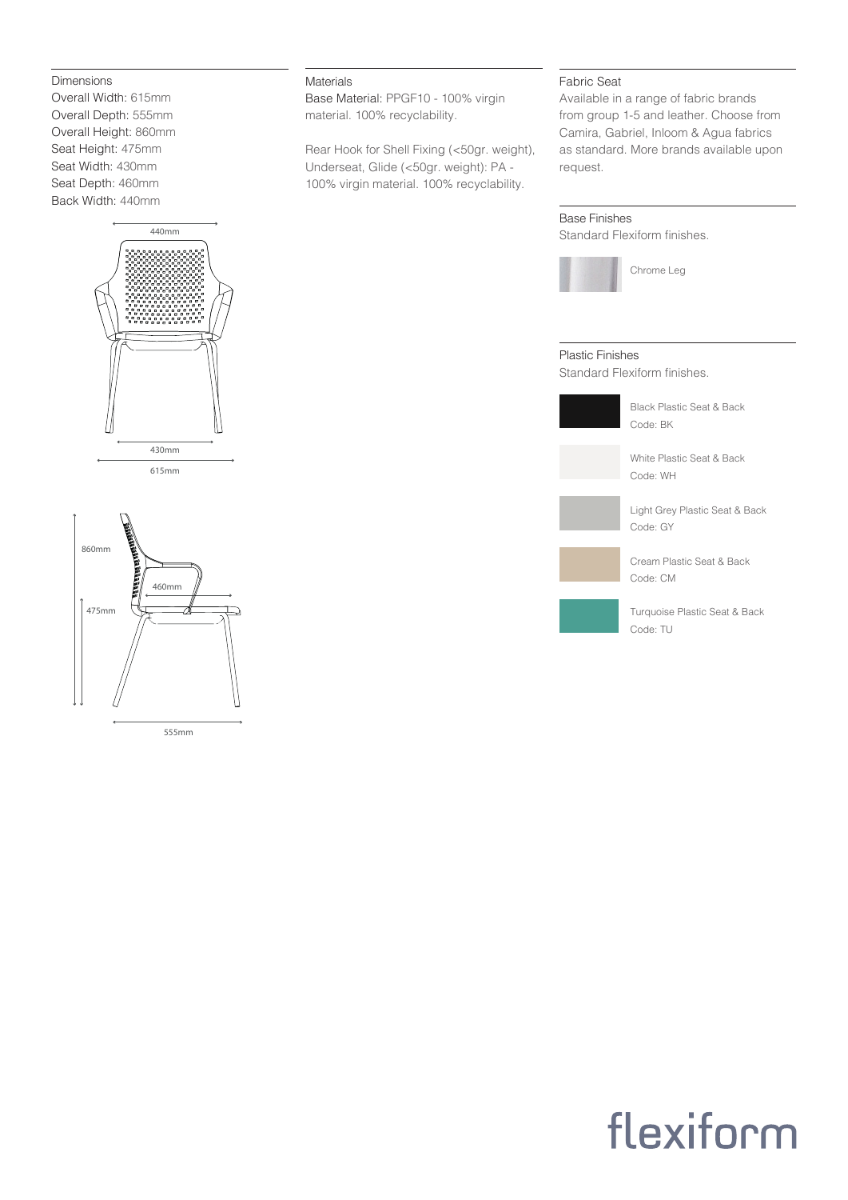## Dimensions

Overall Width: 615mm
Overall Depth: 555mm
Overall Height: 860mm
Seat Height: 475mm
Seat Width: 430mm
Seat Depth: 460mm
Back Width: 440mm

440mm
430mm
615mm

860mm
475mm
460mm
555mm

## Materials

Base Material: PPGF10 - 100% virgin material. 100% recyclability.

Rear Hook for Shell Fixing (<50gr. weight), Underseat, Glide (<50gr. weight): PA - 100% virgin material. 100% recyclability.

## Fabric Seat

Available in a range of fabric brands from group 1-5 and leather. Choose from Camira, Gabriel, Inloom & Agua fabrics as standard. More brands available upon request.

## Base Finishes

Standard Flexiform finishes.

Chrome Leg

## Plastic Finishes

Standard Flexiform finishes.

Black Plastic Seat & Back
Code: BK

White Plastic Seat & Back
Code: WH

Light Grey Plastic Seat & Back
Code: GY

Cream Plastic Seat & Back
Code: CM

Turquoise Plastic Seat & Back
Code: TU

flexiform